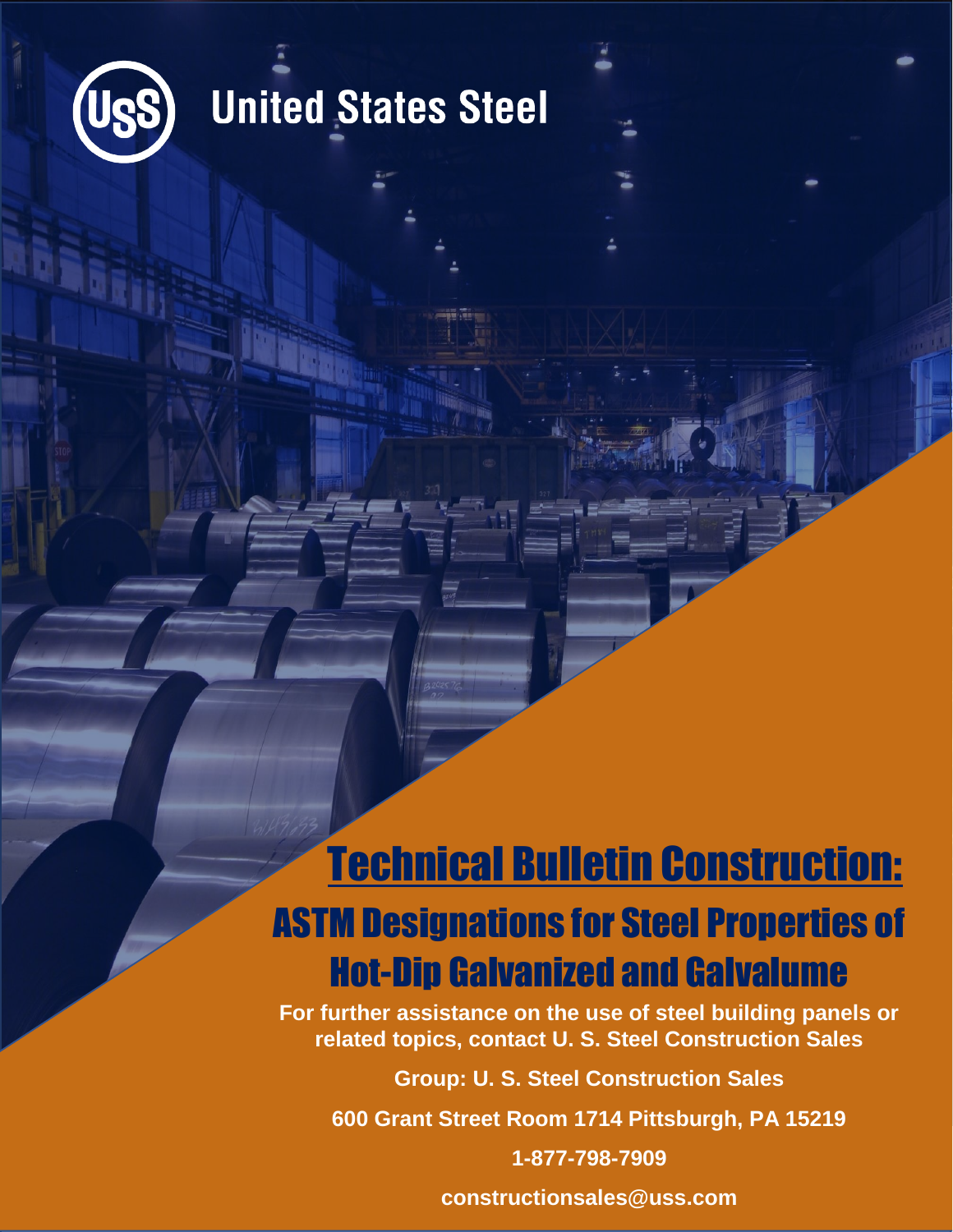United States Steel

# Technical Bulletin Construction:

## ASTM Designations for Steel Properties of Hot-Dip Galvanized and Galvalume

**For further assistance on the use of steel building panels or related topics, contact U. S. Steel Construction Sales**

**Group: U. S. Steel Construction Sales**

**600 Grant Street Room 1714 Pittsburgh, PA 15219**

**1-877-798-7909**

**constructionsales@uss.com**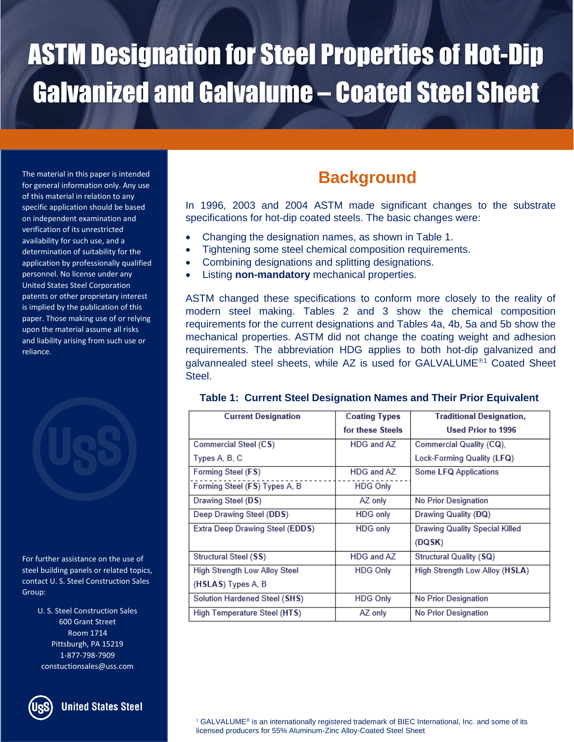# ASTM Designation for Steel Properties of Hot-Dip Galvanized and Galvalume – Coated Steel Sheet

The material in this paper is intended for general information only. Any use of this material in relation to any specific application should be based on independent examination and verification of its unrestricted availability for such use, and a determination of suitability for the application by professionally qualified personnel. No license under any United States Steel Corporation patents or other proprietary interest is implied by the publication of this paper. Those making use of or relying upon the material assume all risks and liability arising from such use or reliance.

For further assistance on the use of steel building panels or related topics, contact U. S. Steel Construction Sales Group:

U. S. Steel Construction Sales
600 Grant Street
Room 1714
Pittsburgh, PA 15219
1-877-798-7909
constuctionsales@uss.com

## Background

In 1996, 2003 and 2004 ASTM made significant changes to the substrate specifications for hot-dip coated steels. The basic changes were:

- Changing the designation names, as shown in Table 1.
- Tightening some steel chemical composition requirements.
- Combining designations and splitting designations.
- Listing **non-mandatory** mechanical properties.

ASTM changed these specifications to conform more closely to the reality of modern steel making. Tables 2 and 3 show the chemical composition requirements for the current designations and Tables 4a, 4b, 5a and 5b show the mechanical properties. ASTM did not change the coating weight and adhesion requirements. The abbreviation HDG applies to both hot-dip galvanized and galvannealed steel sheets, while AZ is used for GALVALUME®[1] Coated Sheet Steel.

**Table 1: Current Steel Designation Names and Their Prior Equivalent**

| Current Designation | Coating Types for these Steels | Traditional Designation, Used Prior to 1996 |
|---|---|---|
| Commercial Steel (**CS**) Types A, B, C | HDG and AZ | Commercial Quality (**CQ**), Lock-Forming Quality (**LFQ**) |
| Forming Steel (**FS**) | HDG and AZ | Some **LFQ** Applications |
| Forming Steel (**FS**) Types A, B | HDG Only | |
| Drawing Steel (**DS**) | AZ only | No Prior Designation |
| Deep Drawing Steel (**DDS**) | HDG only | Drawing Quality (**DQ**) |
| Extra Deep Drawing Steel (**EDDS**) | HDG only | Drawing Quality Special Killed (**DQSK**) |
| Structural Steel (**SS**) | HDG and AZ | Structural Quality (**SQ**) |
| High Strength Low Alloy Steel (**HSLAS**) Types A, B | HDG Only | High Strength Low Alloy (**HSLA**) |
| Solution Hardened Steel (**SHS**) | HDG Only | No Prior Designation |
| High Temperature Steel (**HTS**) | AZ only | No Prior Designation |

[1] GALVALUME® is an internationally registered trademark of BIEC International, Inc. and some of its licensed producers for 55% Aluminum-Zinc Alloy-Coated Steel Sheet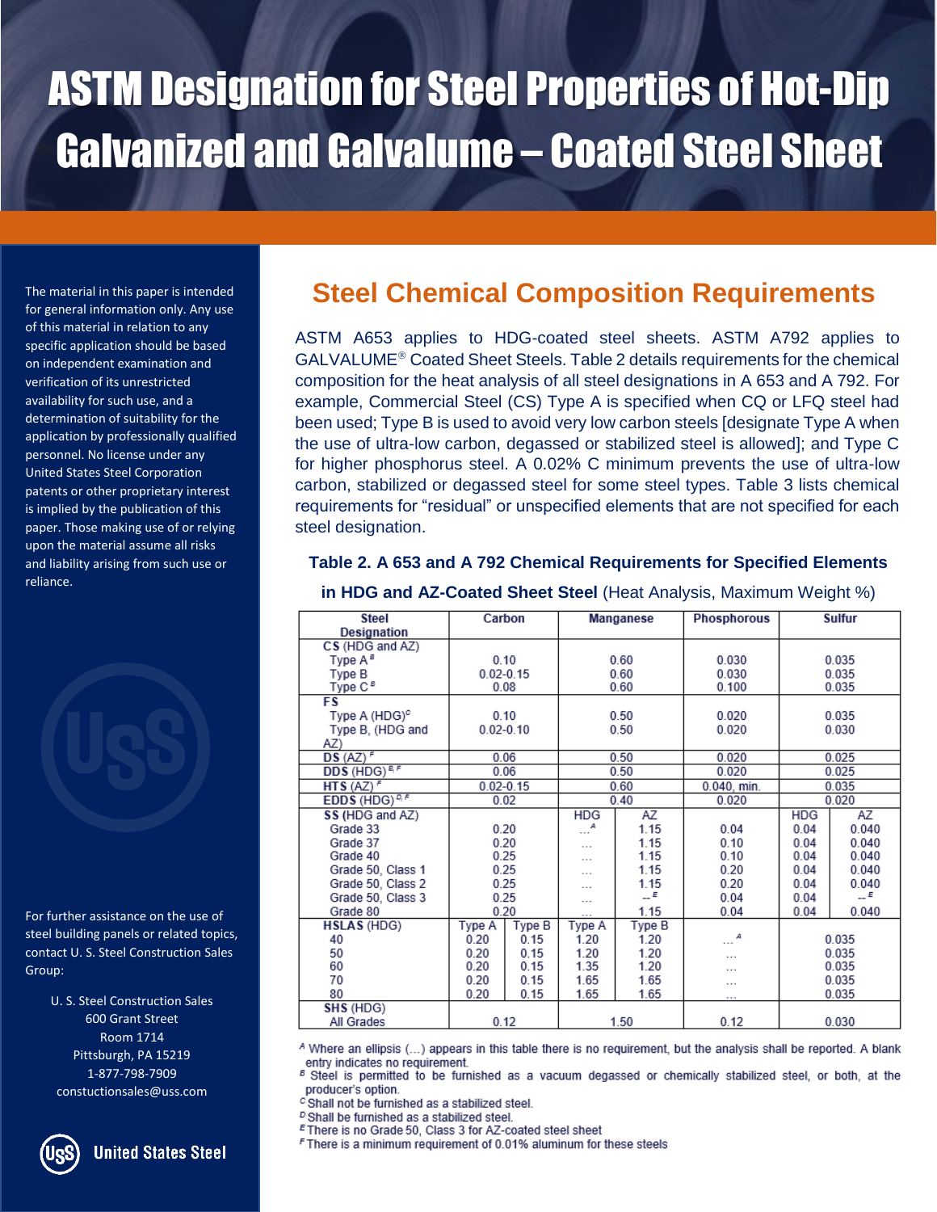# ASTM Designation for Steel Properties of Hot-Dip Galvanized and Galvalume – Coated Steel Sheet

The material in this paper is intended for general information only. Any use of this material in relation to any specific application should be based on independent examination and verification of its unrestricted availability for such use, and a determination of suitability for the application by professionally qualified personnel. No license under any United States Steel Corporation patents or other proprietary interest is implied by the publication of this paper. Those making use of or relying upon the material assume all risks and liability arising from such use or reliance.

For further assistance on the use of steel building panels or related topics, contact U. S. Steel Construction Sales Group:

U. S. Steel Construction Sales
600 Grant Street
Room 1714
Pittsburgh, PA 15219
1-877-798-7909
constuctionsales@uss.com

United States Steel

## Steel Chemical Composition Requirements

ASTM A653 applies to HDG-coated steel sheets. ASTM A792 applies to GALVALUME® Coated Sheet Steels. Table 2 details requirements for the chemical composition for the heat analysis of all steel designations in A 653 and A 792. For example, Commercial Steel (CS) Type A is specified when CQ or LFQ steel had been used; Type B is used to avoid very low carbon steels [designate Type A when the use of ultra-low carbon, degassed or stabilized steel is allowed]; and Type C for higher phosphorus steel. A 0.02% C minimum prevents the use of ultra-low carbon, stabilized or degassed steel for some steel types. Table 3 lists chemical requirements for "residual" or unspecified elements that are not specified for each steel designation.

**Table 2. A 653 and A 792 Chemical Requirements for Specified Elements in HDG and AZ-Coated Sheet Steel** (Heat Analysis, Maximum Weight %)

| Steel Designation | Carbon | | Manganese | | Phosphorous | Sulfur | |
|---|---|---|---|---|---|---|---|
| **CS** (HDG and AZ) | | | | | | | |
| Type A[B] | 0.10 | | 0.60 | | 0.030 | 0.035 | |
| Type B | 0.02-0.15 | | 0.60 | | 0.030 | 0.035 | |
| Type C[B] | 0.08 | | 0.60 | | 0.100 | 0.035 | |
| **FS** | | | | | | | |
| Type A (HDG)[C] | 0.10 | | 0.50 | | 0.020 | 0.035 | |
| Type B, (HDG and AZ) | 0.02-0.10 | | 0.50 | | 0.020 | 0.030 | |
| **DS** (AZ)[F] | 0.06 | | 0.50 | | 0.020 | 0.025 | |
| **DDS** (HDG)[B, F] | 0.06 | | 0.50 | | 0.020 | 0.025 | |
| **HTS** (AZ)[F] | 0.02-0.15 | | 0.60 | | 0.040, min. | 0.035 | |
| **EDDS** (HDG)[D, F] | 0.02 | | 0.40 | | 0.020 | 0.020 | |
| **SS** (HDG and AZ) | | | HDG | AZ | | HDG | AZ |
| Grade 33 | 0.20 | | ...[A] | 1.15 | 0.04 | 0.04 | 0.040 |
| Grade 37 | 0.20 | | ... | 1.15 | 0.10 | 0.04 | 0.040 |
| Grade 40 | 0.25 | | ... | 1.15 | 0.10 | 0.04 | 0.040 |
| Grade 50, Class 1 | 0.25 | | ... | 1.15 | 0.20 | 0.04 | 0.040 |
| Grade 50, Class 2 | 0.25 | | ... | 1.15 | 0.20 | 0.04 | 0.040 |
| Grade 50, Class 3 | 0.25 | | ... | --[E] | 0.04 | 0.04 | --[E] |
| Grade 80 | 0.20 | | ... | 1.15 | 0.04 | 0.04 | 0.040 |
| **HSLAS** (HDG) | Type A | Type B | Type A | Type B | | | |
| 40 | 0.20 | 0.15 | 1.20 | 1.20 | ...[A] | 0.035 | |
| 50 | 0.20 | 0.15 | 1.20 | 1.20 | ... | 0.035 | |
| 60 | 0.20 | 0.15 | 1.35 | 1.20 | ... | 0.035 | |
| 70 | 0.20 | 0.15 | 1.65 | 1.65 | ... | 0.035 | |
| 80 | 0.20 | 0.15 | 1.65 | 1.65 | ... | 0.035 | |
| **SHS** (HDG) | | | | | | | |
| All Grades | 0.12 | | 1.50 | | 0.12 | 0.030 | |

[A] Where an ellipsis (...) appears in this table there is no requirement, but the analysis shall be reported. A blank entry indicates no requirement.
[B] Steel is permitted to be furnished as a vacuum degassed or chemically stabilized steel, or both, at the producer's option.
[C] Shall not be furnished as a stabilized steel.
[D] Shall be furnished as a stabilized steel.
[E] There is no Grade 50, Class 3 for AZ-coated steel sheet
[F] There is a minimum requirement of 0.01% aluminum for these steels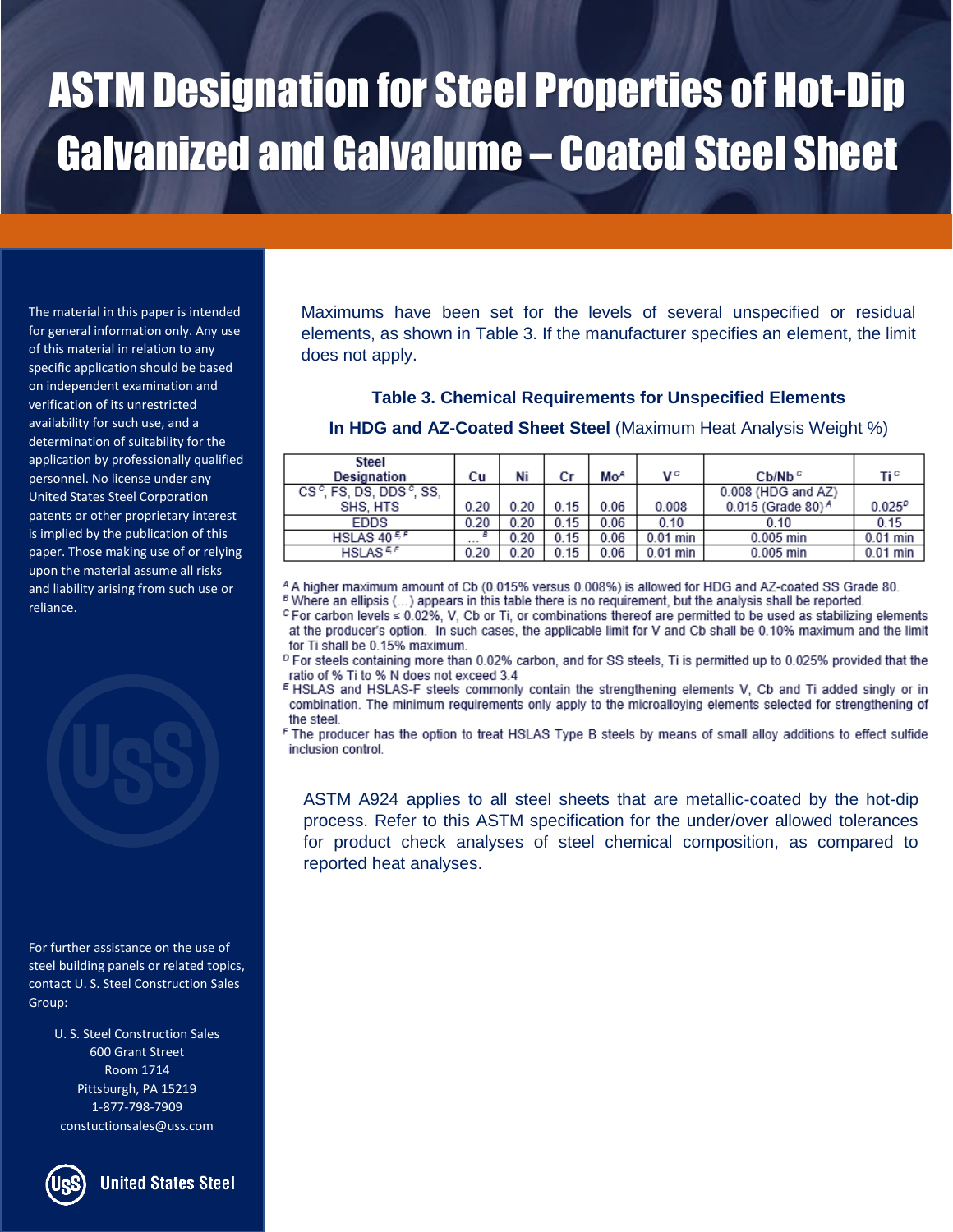# ASTM Designation for Steel Properties of Hot-Dip Galvanized and Galvalume – Coated Steel Sheet

The material in this paper is intended for general information only. Any use of this material in relation to any specific application should be based on independent examination and verification of its unrestricted availability for such use, and a determination of suitability for the application by professionally qualified personnel. No license under any United States Steel Corporation patents or other proprietary interest is implied by the publication of this paper. Those making use of or relying upon the material assume all risks and liability arising from such use or reliance.

Maximums have been set for the levels of several unspecified or residual elements, as shown in Table 3. If the manufacturer specifies an element, the limit does not apply.

**Table 3. Chemical Requirements for Unspecified Elements**

**In HDG and AZ-Coated Sheet Steel** (Maximum Heat Analysis Weight %)

| Steel Designation | Cu | Ni | Cr | Mo[A] | V[C] | Cb/Nb[C] | Ti[C] |
|---|---|---|---|---|---|---|---|
| CS[C], FS, DS, DDS[C], SS, SHS, HTS | 0.20 | 0.20 | 0.15 | 0.06 | 0.008 | 0.008 (HDG and AZ) 0.015 (Grade 80)[A] | 0.025[D] |
| EDDS | 0.20 | 0.20 | 0.15 | 0.06 | 0.10 | 0.10 | 0.15 |
| HSLAS 40[E,F] | ...[B] | 0.20 | 0.15 | 0.06 | 0.01 min | 0.005 min | 0.01 min |
| HSLAS[E,F] | 0.20 | 0.20 | 0.15 | 0.06 | 0.01 min | 0.005 min | 0.01 min |

[A] A higher maximum amount of Cb (0.015% versus 0.008%) is allowed for HDG and AZ-coated SS Grade 80.
[B] Where an ellipsis (...) appears in this table there is no requirement, but the analysis shall be reported.
[C] For carbon levels ≤ 0.02%, V, Cb or Ti, or combinations thereof are permitted to be used as stabilizing elements at the producer's option. In such cases, the applicable limit for V and Cb shall be 0.10% maximum and the limit for Ti shall be 0.15% maximum.
[D] For steels containing more than 0.02% carbon, and for SS steels, Ti is permitted up to 0.025% provided that the ratio of % Ti to % N does not exceed 3.4
[E] HSLAS and HSLAS-F steels commonly contain the strengthening elements V, Cb and Ti added singly or in combination. The minimum requirements only apply to the microalloying elements selected for strengthening of the steel.
[F] The producer has the option to treat HSLAS Type B steels by means of small alloy additions to effect sulfide inclusion control.

ASTM A924 applies to all steel sheets that are metallic-coated by the hot-dip process. Refer to this ASTM specification for the under/over allowed tolerances for product check analyses of steel chemical composition, as compared to reported heat analyses.

For further assistance on the use of steel building panels or related topics, contact U. S. Steel Construction Sales Group:

U. S. Steel Construction Sales
600 Grant Street
Room 1714
Pittsburgh, PA 15219
1-877-798-7909
constuctionsales@uss.com

United States Steel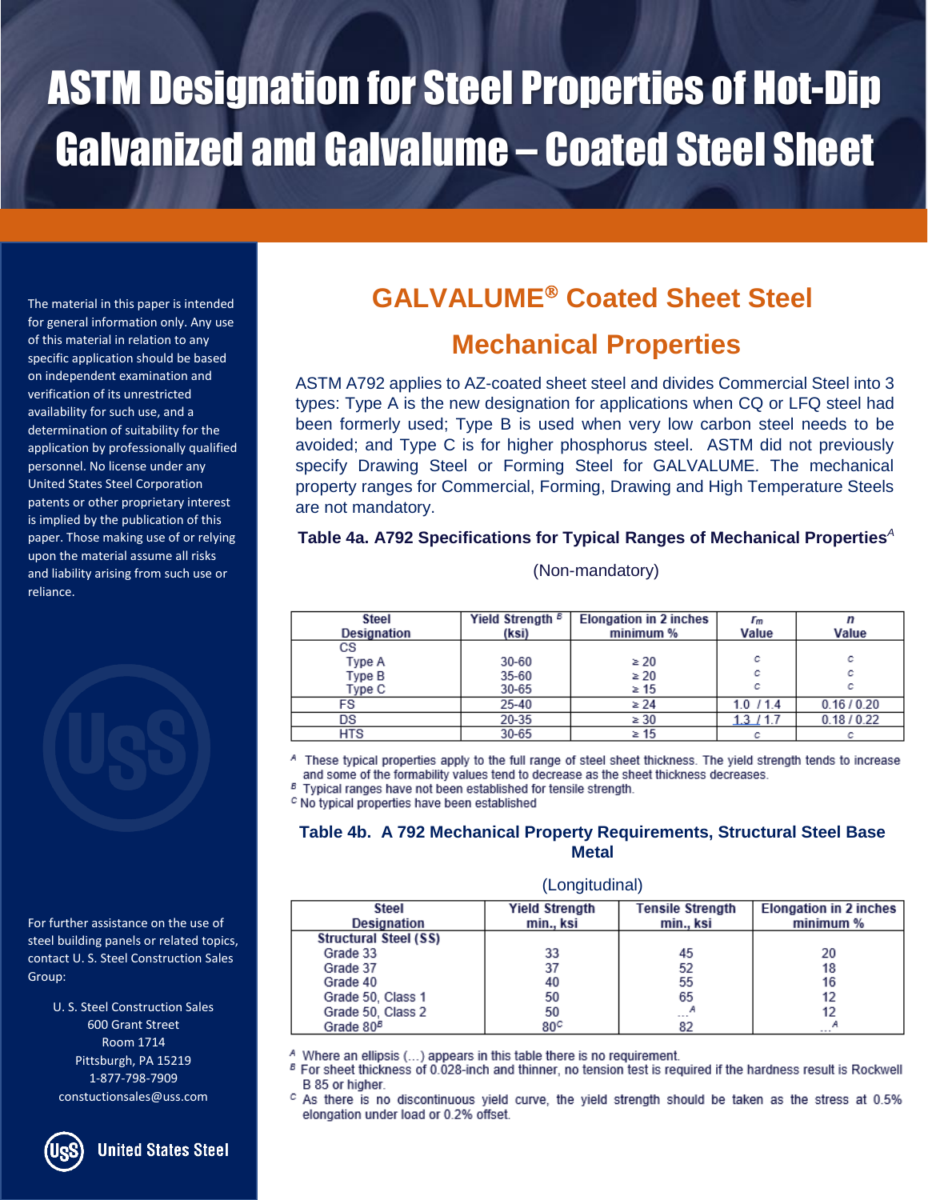# ASTM Designation for Steel Properties of Hot-Dip Galvanized and Galvalume – Coated Steel Sheet

The material in this paper is intended for general information only. Any use of this material in relation to any specific application should be based on independent examination and verification of its unrestricted availability for such use, and a determination of suitability for the application by professionally qualified personnel. No license under any United States Steel Corporation patents or other proprietary interest is implied by the publication of this paper. Those making use of or relying upon the material assume all risks and liability arising from such use or reliance.

For further assistance on the use of steel building panels or related topics, contact U. S. Steel Construction Sales Group:

U. S. Steel Construction Sales
600 Grant Street
Room 1714
Pittsburgh, PA 15219
1-877-798-7909
constuctionsales@uss.com

United States Steel

## GALVALUME® Coated Sheet Steel

## Mechanical Properties

ASTM A792 applies to AZ-coated sheet steel and divides Commercial Steel into 3 types: Type A is the new designation for applications when CQ or LFQ steel had been formerly used; Type B is used when very low carbon steel needs to be avoided; and Type C is for higher phosphorus steel. ASTM did not previously specify Drawing Steel or Forming Steel for GALVALUME. The mechanical property ranges for Commercial, Forming, Drawing and High Temperature Steels are not mandatory.

### Table 4a. A792 Specifications for Typical Ranges of Mechanical Properties[A]

(Non-mandatory)

| Steel Designation | Yield Strength [B] (ksi) | Elongation in 2 inches minimum % | $r_m$ Value | $n$ Value |
|---|---|---|---|---|
| CS | | | | |
| Type A | 30-60 | ≥ 20 | C | C |
| Type B | 35-60 | ≥ 20 | C | C |
| Type C | 30-65 | ≥ 15 | C | C |
| FS | 25-40 | ≥ 24 | 1.0 / 1.4 | 0.16 / 0.20 |
| DS | 20-35 | ≥ 30 | 1.3 / 1.7 | 0.18 / 0.22 |
| HTS | 30-65 | ≥ 15 | C | C |

[A] These typical properties apply to the full range of steel sheet thickness. The yield strength tends to increase and some of the formability values tend to decrease as the sheet thickness decreases.
[B] Typical ranges have not been established for tensile strength.
[C] No typical properties have been established

### Table 4b. A 792 Mechanical Property Requirements, Structural Steel Base Metal

(Longitudinal)

| Steel Designation | Yield Strength min., ksi | Tensile Strength min., ksi | Elongation in 2 inches minimum % |
|---|---|---|---|
| **Structural Steel (SS)** | | | |
| Grade 33 | 33 | 45 | 20 |
| Grade 37 | 37 | 52 | 18 |
| Grade 40 | 40 | 55 | 16 |
| Grade 50, Class 1 | 50 | 65 | 12 |
| Grade 50, Class 2 | 50 | ...[A] | 12 |
| Grade 80[B] | 80[C] | 82 | ...[A] |

[A] Where an ellipsis (…) appears in this table there is no requirement.
[B] For sheet thickness of 0.028-inch and thinner, no tension test is required if the hardness result is Rockwell B 85 or higher.
[C] As there is no discontinuous yield curve, the yield strength should be taken as the stress at 0.5% elongation under load or 0.2% offset.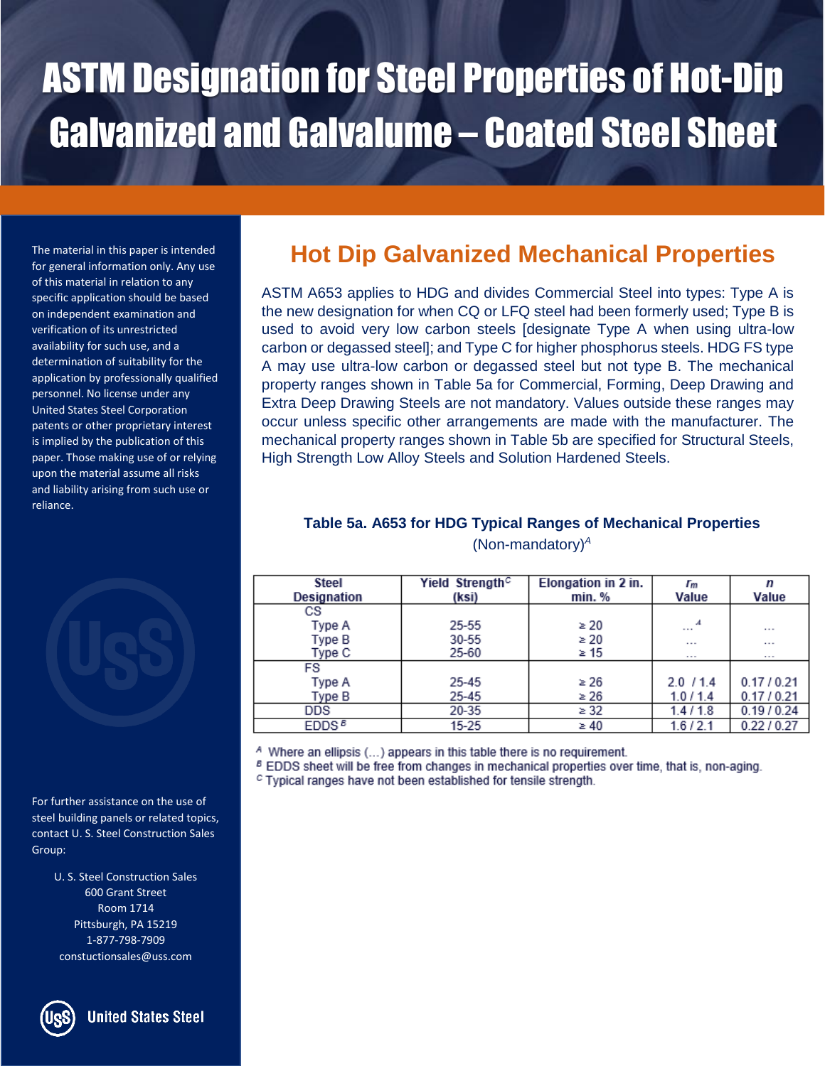# ASTM Designation for Steel Properties of Hot-Dip Galvanized and Galvalume – Coated Steel Sheet

The material in this paper is intended for general information only. Any use of this material in relation to any specific application should be based on independent examination and verification of its unrestricted availability for such use, and a determination of suitability for the application by professionally qualified personnel. No license under any United States Steel Corporation patents or other proprietary interest is implied by the publication of this paper. Those making use of or relying upon the material assume all risks and liability arising from such use or reliance.

## Hot Dip Galvanized Mechanical Properties

ASTM A653 applies to HDG and divides Commercial Steel into types: Type A is the new designation for when CQ or LFQ steel had been formerly used; Type B is used to avoid very low carbon steels [designate Type A when using ultra-low carbon or degassed steel]; and Type C for higher phosphorus steels. HDG FS type A may use ultra-low carbon or degassed steel but not type B. The mechanical property ranges shown in Table 5a for Commercial, Forming, Deep Drawing and Extra Deep Drawing Steels are not mandatory. Values outside these ranges may occur unless specific other arrangements are made with the manufacturer. The mechanical property ranges shown in Table 5b are specified for Structural Steels, High Strength Low Alloy Steels and Solution Hardened Steels.

**Table 5a. A653 for HDG Typical Ranges of Mechanical Properties**

(Non-mandatory)[A]

| Steel Designation | Yield Strength[C] (ksi) | Elongation in 2 in. min. % | $r_m$ Value | $n$ Value |
|---|---|---|---|---|
| CS | | | | |
| Type A | 25-55 | ≥ 20 | ...[A] | ... |
| Type B | 30-55 | ≥ 20 | ... | ... |
| Type C | 25-60 | ≥ 15 | ... | ... |
| FS | | | | |
| Type A | 25-45 | ≥ 26 | 2.0 / 1.4 | 0.17 / 0.21 |
| Type B | 25-45 | ≥ 26 | 1.0 / 1.4 | 0.17 / 0.21 |
| DDS | 20-35 | ≥ 32 | 1.4 / 1.8 | 0.19 / 0.24 |
| EDDS[B] | 15-25 | ≥ 40 | 1.6 / 2.1 | 0.22 / 0.27 |

[A] Where an ellipsis (...) appears in this table there is no requirement.
[B] EDDS sheet will be free from changes in mechanical properties over time, that is, non-aging.
[C] Typical ranges have not been established for tensile strength.

For further assistance on the use of steel building panels or related topics, contact U. S. Steel Construction Sales Group:

U. S. Steel Construction Sales
600 Grant Street
Room 1714
Pittsburgh, PA 15219
1-877-798-7909
constuctionsales@uss.com

United States Steel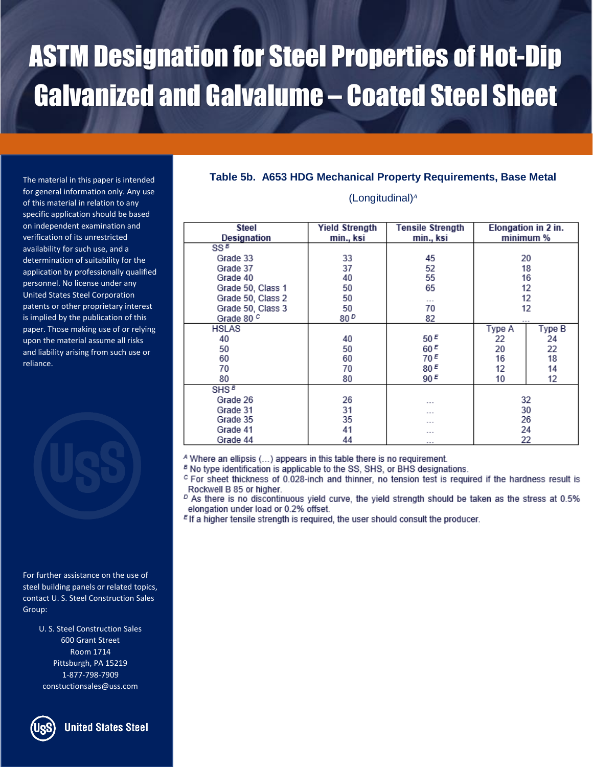# ASTM Designation for Steel Properties of Hot-Dip Galvanized and Galvalume – Coated Steel Sheet

The material in this paper is intended for general information only. Any use of this material in relation to any specific application should be based on independent examination and verification of its unrestricted availability for such use, and a determination of suitability for the application by professionally qualified personnel. No license under any United States Steel Corporation patents or other proprietary interest is implied by the publication of this paper. Those making use of or relying upon the material assume all risks and liability arising from such use or reliance.

For further assistance on the use of steel building panels or related topics, contact U. S. Steel Construction Sales Group:

U. S. Steel Construction Sales
600 Grant Street
Room 1714
Pittsburgh, PA 15219
1-877-798-7909
constuctionsales@uss.com

United States Steel

### Table 5b. A653 HDG Mechanical Property Requirements, Base Metal (Longitudinal)[A]

| Steel Designation | Yield Strength min., ksi | Tensile Strength min., ksi | Elongation in 2 in. minimum % | |
|---|---|---|---|---|
| SS[B] | | | | |
| Grade 33 | 33 | 45 | 20 | |
| Grade 37 | 37 | 52 | 18 | |
| Grade 40 | 40 | 55 | 16 | |
| Grade 50, Class 1 | 50 | 65 | 12 | |
| Grade 50, Class 2 | 50 | ... | 12 | |
| Grade 50, Class 3 | 50 | 70 | 12 | |
| Grade 80[C] | 80[D] | 82 | ... | |
| HSLAS | | | Type A | Type B |
| 40 | 40 | 50[E] | 22 | 24 |
| 50 | 50 | 60[E] | 20 | 22 |
| 60 | 60 | 70[E] | 16 | 18 |
| 70 | 70 | 80[E] | 12 | 14 |
| 80 | 80 | 90[E] | 10 | 12 |
| SHS[B] | | | | |
| Grade 26 | 26 | ... | 32 | |
| Grade 31 | 31 | ... | 30 | |
| Grade 35 | 35 | ... | 26 | |
| Grade 41 | 41 | ... | 24 | |
| Grade 44 | 44 | ... | 22 | |

[A] Where an ellipsis (...) appears in this table there is no requirement.
[B] No type identification is applicable to the SS, SHS, or BHS designations.
[C] For sheet thickness of 0.028-inch and thinner, no tension test is required if the hardness result is Rockwell B 85 or higher.
[D] As there is no discontinuous yield curve, the yield strength should be taken as the stress at 0.5% elongation under load or 0.2% offset.
[E] If a higher tensile strength is required, the user should consult the producer.